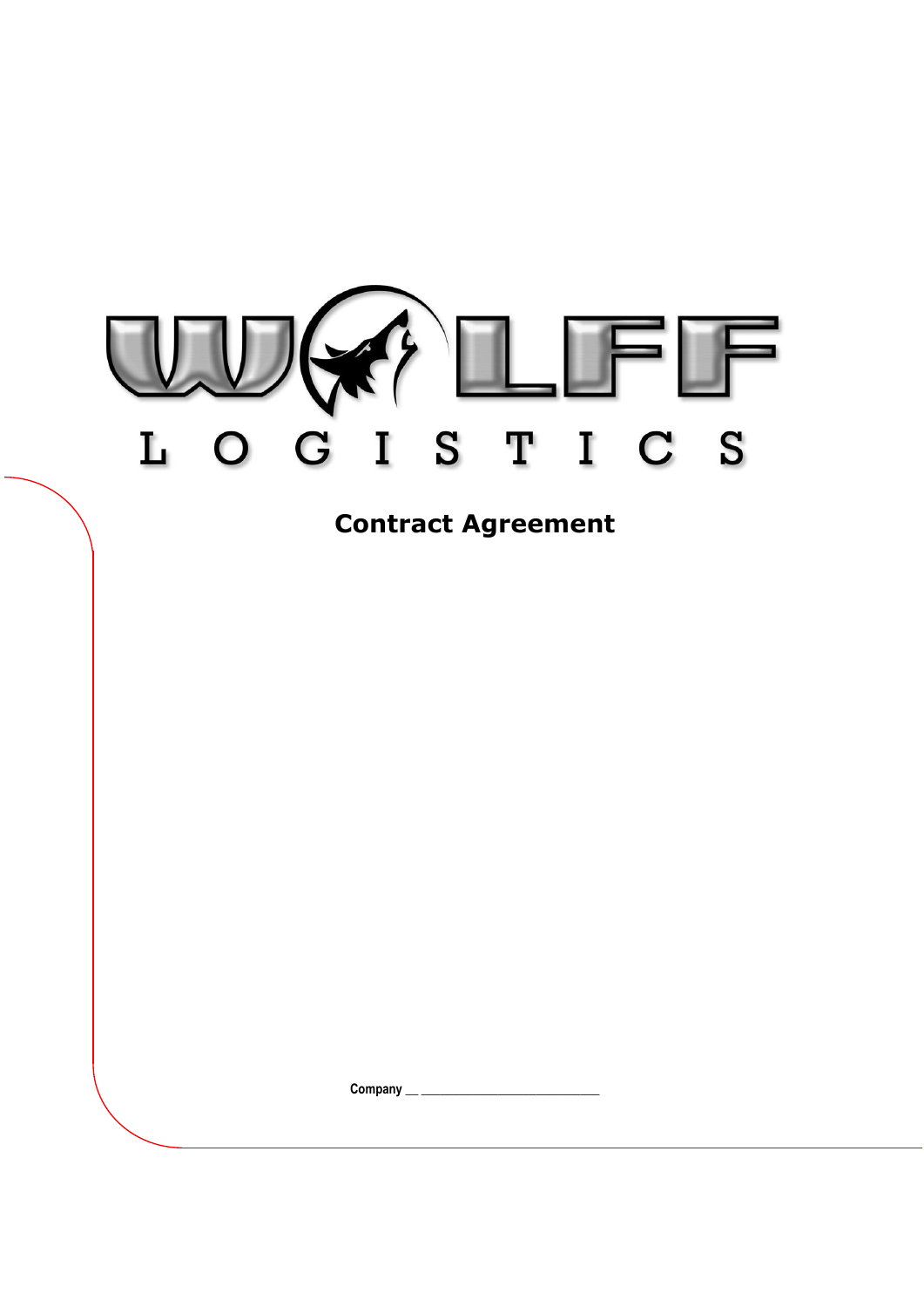WOLFF

LOGISTICS

# Contract Agreement

Company __ ____________________________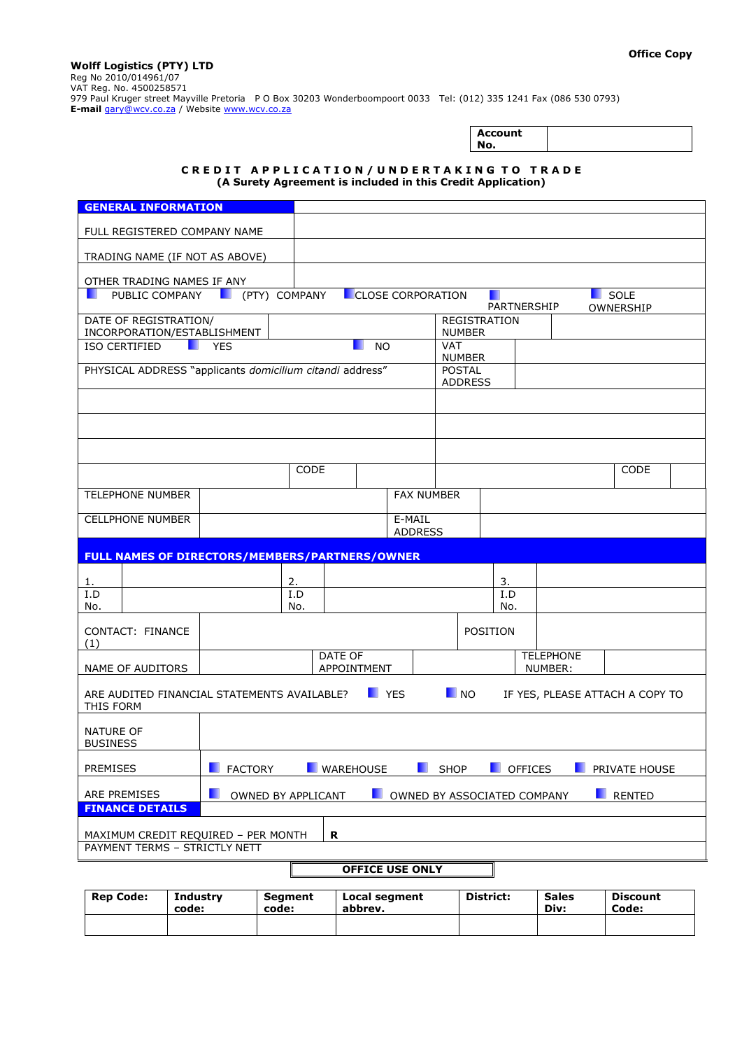**Office Copy**

**Wolff Logistics (PTY) LTD**
Reg No 2010/014961/07
VAT Reg. No. 4500258571
979 Paul Kruger street Mayville Pretoria P O Box 30203 Wonderboompoort 0033 Tel: (012) 335 1241 Fax (086 530 0793)
**E-mail** gary@wcv.co.za / Website www.wcv.co.za

| **Account No.** | |
|---|---|

**CREDIT APPLICATION/UNDERTAKING TO TRADE**
**(A Surety Agreement is included in this Credit Application)**

| **GENERAL INFORMATION** | | | |
|---|---|---|---|
| FULL REGISTERED COMPANY NAME | | | |
| TRADING NAME (IF NOT AS ABOVE) | | | |
| OTHER TRADING NAMES IF ANY | | | |
| ☐ PUBLIC COMPANY ☐ (PTY) COMPANY ☐ CLOSE CORPORATION ☐ PARTNERSHIP ☐ SOLE OWNERSHIP | | | |
| DATE OF REGISTRATION/ INCORPORATION/ESTABLISHMENT | | REGISTRATION NUMBER | |
| ISO CERTIFIED ☐ YES ☐ NO | | VAT NUMBER | |
| PHYSICAL ADDRESS "applicants *domicilium citandi* address" | | POSTAL ADDRESS | |
| | | | |
| | | | |
| | | | |
| CODE | | CODE | |

| TELEPHONE NUMBER | | FAX NUMBER | |
|---|---|---|---|
| CELLPHONE NUMBER | | E-MAIL ADDRESS | |

| **FULL NAMES OF DIRECTORS/MEMBERS/PARTNERS/OWNER** | | | | | |
|---|---|---|---|---|---|
| 1. | | 2. | | 3. | |
| I.D No. | | I.D No. | | I.D No. | |

| CONTACT: FINANCE (1) | | POSITION | |
|---|---|---|---|
| NAME OF AUDITORS | | DATE OF APPOINTMENT | | TELEPHONE NUMBER: | |

ARE AUDITED FINANCIAL STATEMENTS AVAILABLE? ☐ YES ☐ NO IF YES, PLEASE ATTACH A COPY TO THIS FORM

| NATURE OF BUSINESS | |
|---|---|
| PREMISES | ☐ FACTORY ☐ WAREHOUSE ☐ SHOP ☐ OFFICES ☐ PRIVATE HOUSE |
| ARE PREMISES | ☐ OWNED BY APPLICANT ☐ OWNED BY ASSOCIATED COMPANY ☐ RENTED |

| **FINANCE DETAILS** | |
|---|---|
| MAXIMUM CREDIT REQUIRED – PER MONTH | **R** |
| PAYMENT TERMS – STRICTLY NETT | |

**OFFICE USE ONLY**

| **Rep Code:** | **Industry code:** | **Segment code:** | **Local segment abbrev.** | **District:** | **Sales Div:** | **Discount Code:** |
|---|---|---|---|---|---|---|
| | | | | | | |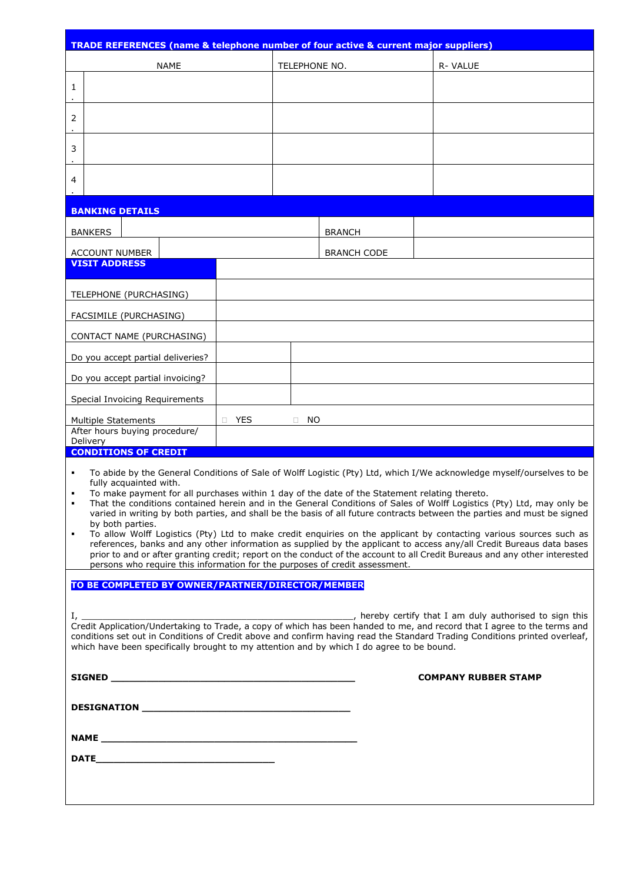## TRADE REFERENCES (name & telephone number of four active & current major suppliers)

| NAME | | TELEPHONE NO. | R- VALUE |
|---|---|---|---|
| 1. | | | |
| 2. | | | |
| 3. | | | |
| 4. | | | |

## BANKING DETAILS

| | | | |
|---|---|---|---|
| BANKERS | | BRANCH | |
| ACCOUNT NUMBER | | BRANCH CODE | |

| | | |
|---|---|---|
| **VISIT ADDRESS** | | |
| TELEPHONE (PURCHASING) | | |
| FACSIMILE (PURCHASING) | | |
| CONTACT NAME (PURCHASING) | | |
| Do you accept partial deliveries? | | |
| Do you accept partial invoicing? | | |
| Special Invoicing Requirements | | |
| Multiple Statements | □ YES | □ NO |
| After hours buying procedure/ Delivery | | |

## CONDITIONS OF CREDIT

- To abide by the General Conditions of Sale of Wolff Logistic (Pty) Ltd, which I/We acknowledge myself/ourselves to be fully acquainted with.
- To make payment for all purchases within 1 day of the date of the Statement relating thereto.
- That the conditions contained herein and in the General Conditions of Sales of Wolff Logistics (Pty) Ltd, may only be varied in writing by both parties, and shall be the basis of all future contracts between the parties and must be signed by both parties.
- To allow Wolff Logistics (Pty) Ltd to make credit enquiries on the applicant by contacting various sources such as references, banks and any other information as supplied by the applicant to access any/all Credit Bureaus data bases prior to and or after granting credit; report on the conduct of the account to all Credit Bureaus and any other interested persons who require this information for the purposes of credit assessment.

**TO BE COMPLETED BY OWNER/PARTNER/DIRECTOR/MEMBER**

I, _______________________________________________, hereby certify that I am duly authorised to sign this Credit Application/Undertaking to Trade, a copy of which has been handed to me, and record that I agree to the terms and conditions set out in Conditions of Credit above and confirm having read the Standard Trading Conditions printed overleaf, which have been specifically brought to my attention and by which I do agree to be bound.

**SIGNED** _________________________________________ **COMPANY RUBBER STAMP**

**DESIGNATION** __________________________________

**NAME** _____________________________________________

**DATE**______________________________